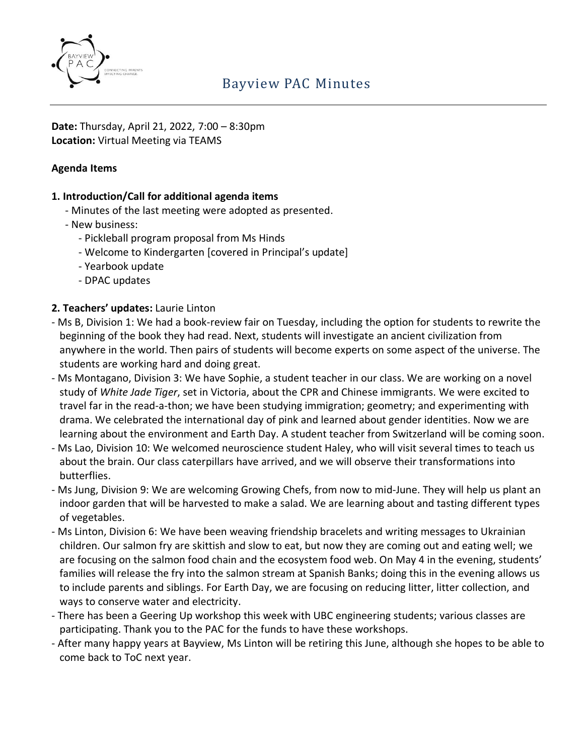# Bayview PAC Minutes

**Date:** Thursday, April 21, 2022, 7:00 – 8:30pm
**Location:** Virtual Meeting via TEAMS

**Agenda Items**

**1. Introduction/Call for additional agenda items**

- Minutes of the last meeting were adopted as presented.
- New business:
  - Pickleball program proposal from Ms Hinds
  - Welcome to Kindergarten [covered in Principal's update]
  - Yearbook update
  - DPAC updates

**2. Teachers' updates:** Laurie Linton

- Ms B, Division 1: We had a book-review fair on Tuesday, including the option for students to rewrite the beginning of the book they had read. Next, students will investigate an ancient civilization from anywhere in the world. Then pairs of students will become experts on some aspect of the universe. The students are working hard and doing great.
- Ms Montagano, Division 3: We have Sophie, a student teacher in our class. We are working on a novel study of *White Jade Tiger*, set in Victoria, about the CPR and Chinese immigrants. We were excited to travel far in the read-a-thon; we have been studying immigration; geometry; and experimenting with drama. We celebrated the international day of pink and learned about gender identities. Now we are learning about the environment and Earth Day. A student teacher from Switzerland will be coming soon.
- Ms Lao, Division 10: We welcomed neuroscience student Haley, who will visit several times to teach us about the brain. Our class caterpillars have arrived, and we will observe their transformations into butterflies.
- Ms Jung, Division 9: We are welcoming Growing Chefs, from now to mid-June. They will help us plant an indoor garden that will be harvested to make a salad. We are learning about and tasting different types of vegetables.
- Ms Linton, Division 6: We have been weaving friendship bracelets and writing messages to Ukrainian children. Our salmon fry are skittish and slow to eat, but now they are coming out and eating well; we are focusing on the salmon food chain and the ecosystem food web. On May 4 in the evening, students' families will release the fry into the salmon stream at Spanish Banks; doing this in the evening allows us to include parents and siblings. For Earth Day, we are focusing on reducing litter, litter collection, and ways to conserve water and electricity.
- There has been a Geering Up workshop this week with UBC engineering students; various classes are participating. Thank you to the PAC for the funds to have these workshops.
- After many happy years at Bayview, Ms Linton will be retiring this June, although she hopes to be able to come back to ToC next year.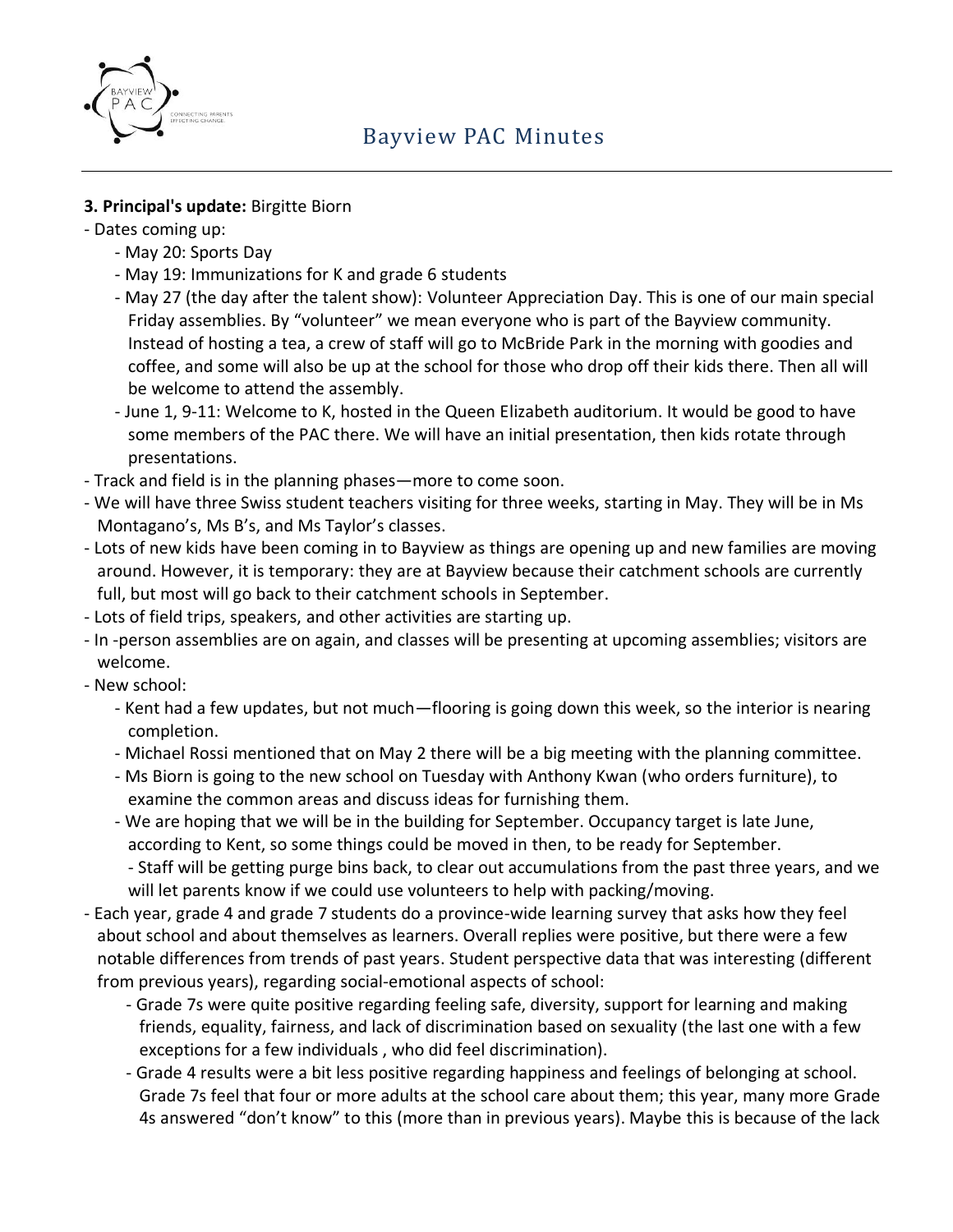**3. Principal's update:** Birgitte Biorn

- Dates coming up:
  - May 20: Sports Day
  - May 19: Immunizations for K and grade 6 students
  - May 27 (the day after the talent show): Volunteer Appreciation Day. This is one of our main special Friday assemblies. By "volunteer" we mean everyone who is part of the Bayview community. Instead of hosting a tea, a crew of staff will go to McBride Park in the morning with goodies and coffee, and some will also be up at the school for those who drop off their kids there. Then all will be welcome to attend the assembly.
  - June 1, 9-11: Welcome to K, hosted in the Queen Elizabeth auditorium. It would be good to have some members of the PAC there. We will have an initial presentation, then kids rotate through presentations.
- Track and field is in the planning phases—more to come soon.
- We will have three Swiss student teachers visiting for three weeks, starting in May. They will be in Ms Montagano's, Ms B's, and Ms Taylor's classes.
- Lots of new kids have been coming in to Bayview as things are opening up and new families are moving around. However, it is temporary: they are at Bayview because their catchment schools are currently full, but most will go back to their catchment schools in September.
- Lots of field trips, speakers, and other activities are starting up.
- In -person assemblies are on again, and classes will be presenting at upcoming assemblies; visitors are welcome.
- New school:
  - Kent had a few updates, but not much—flooring is going down this week, so the interior is nearing completion.
  - Michael Rossi mentioned that on May 2 there will be a big meeting with the planning committee.
  - Ms Biorn is going to the new school on Tuesday with Anthony Kwan (who orders furniture), to examine the common areas and discuss ideas for furnishing them.
  - We are hoping that we will be in the building for September. Occupancy target is late June, according to Kent, so some things could be moved in then, to be ready for September.
    - Staff will be getting purge bins back, to clear out accumulations from the past three years, and we will let parents know if we could use volunteers to help with packing/moving.
- Each year, grade 4 and grade 7 students do a province-wide learning survey that asks how they feel about school and about themselves as learners. Overall replies were positive, but there were a few notable differences from trends of past years. Student perspective data that was interesting (different from previous years), regarding social-emotional aspects of school:
  - Grade 7s were quite positive regarding feeling safe, diversity, support for learning and making friends, equality, fairness, and lack of discrimination based on sexuality (the last one with a few exceptions for a few individuals , who did feel discrimination).
  - Grade 4 results were a bit less positive regarding happiness and feelings of belonging at school. Grade 7s feel that four or more adults at the school care about them; this year, many more Grade 4s answered "don't know" to this (more than in previous years). Maybe this is because of the lack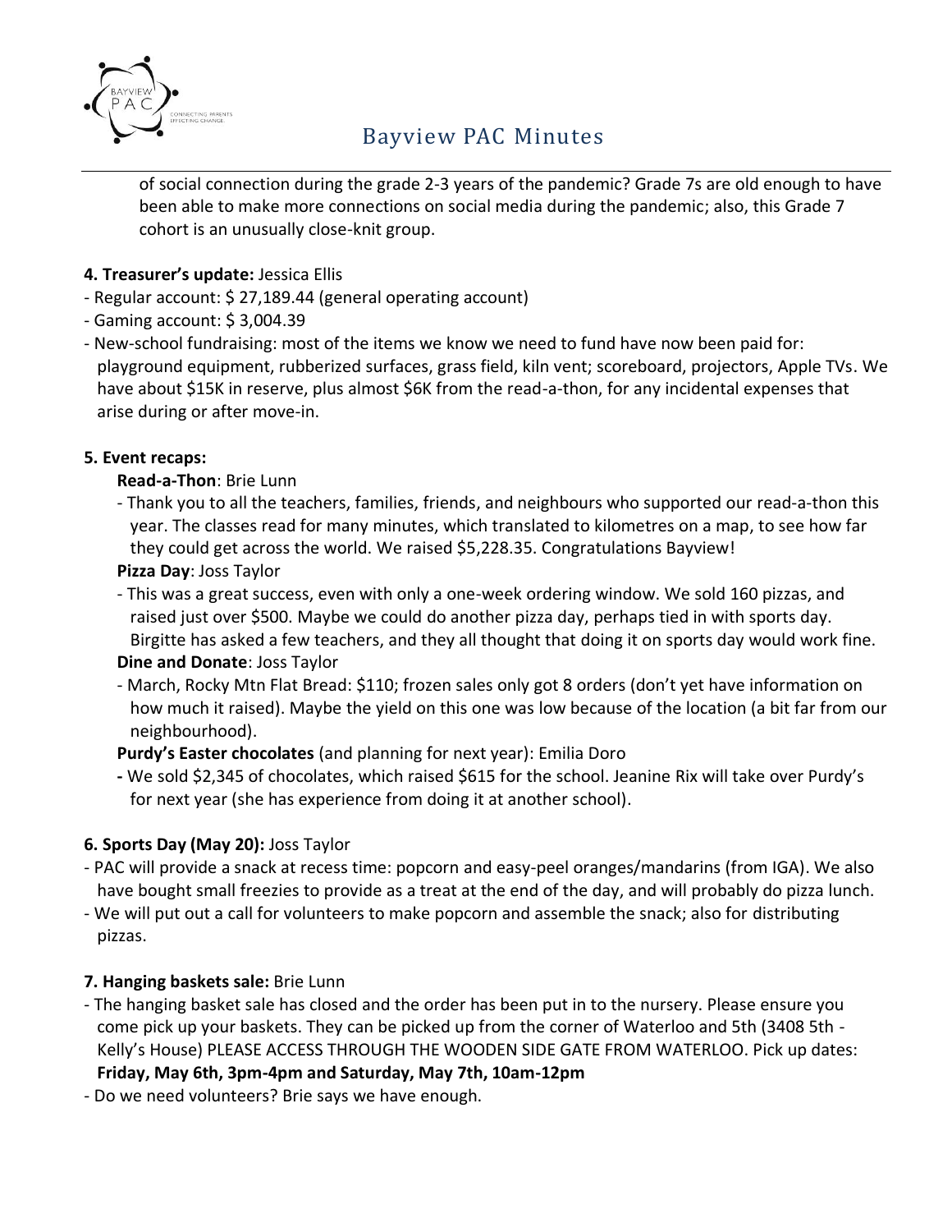of social connection during the grade 2-3 years of the pandemic? Grade 7s are old enough to have been able to make more connections on social media during the pandemic; also, this Grade 7 cohort is an unusually close-knit group.

**4. Treasurer's update:** Jessica Ellis

- Regular account: $ 27,189.44 (general operating account)
- Gaming account: $ 3,004.39
- New-school fundraising: most of the items we know we need to fund have now been paid for: playground equipment, rubberized surfaces, grass field, kiln vent; scoreboard, projectors, Apple TVs. We have about $15K in reserve, plus almost $6K from the read-a-thon, for any incidental expenses that arise during or after move-in.

**5. Event recaps:**

**Read-a-Thon**: Brie Lunn

- Thank you to all the teachers, families, friends, and neighbours who supported our read-a-thon this year. The classes read for many minutes, which translated to kilometres on a map, to see how far they could get across the world. We raised $5,228.35. Congratulations Bayview!

**Pizza Day**: Joss Taylor

- This was a great success, even with only a one-week ordering window. We sold 160 pizzas, and raised just over $500. Maybe we could do another pizza day, perhaps tied in with sports day. Birgitte has asked a few teachers, and they all thought that doing it on sports day would work fine.

**Dine and Donate**: Joss Taylor

- March, Rocky Mtn Flat Bread: $110; frozen sales only got 8 orders (don't yet have information on how much it raised). Maybe the yield on this one was low because of the location (a bit far from our neighbourhood).

**Purdy's Easter chocolates** (and planning for next year): Emilia Doro

- We sold $2,345 of chocolates, which raised $615 for the school. Jeanine Rix will take over Purdy's for next year (she has experience from doing it at another school).

**6. Sports Day (May 20):** Joss Taylor

- PAC will provide a snack at recess time: popcorn and easy-peel oranges/mandarins (from IGA). We also have bought small freezies to provide as a treat at the end of the day, and will probably do pizza lunch.
- We will put out a call for volunteers to make popcorn and assemble the snack; also for distributing pizzas.

**7. Hanging baskets sale:** Brie Lunn

- The hanging basket sale has closed and the order has been put in to the nursery. Please ensure you come pick up your baskets. They can be picked up from the corner of Waterloo and 5th (3408 5th - Kelly's House) PLEASE ACCESS THROUGH THE WOODEN SIDE GATE FROM WATERLOO. Pick up dates: **Friday, May 6th, 3pm-4pm and Saturday, May 7th, 10am-12pm**
- Do we need volunteers? Brie says we have enough.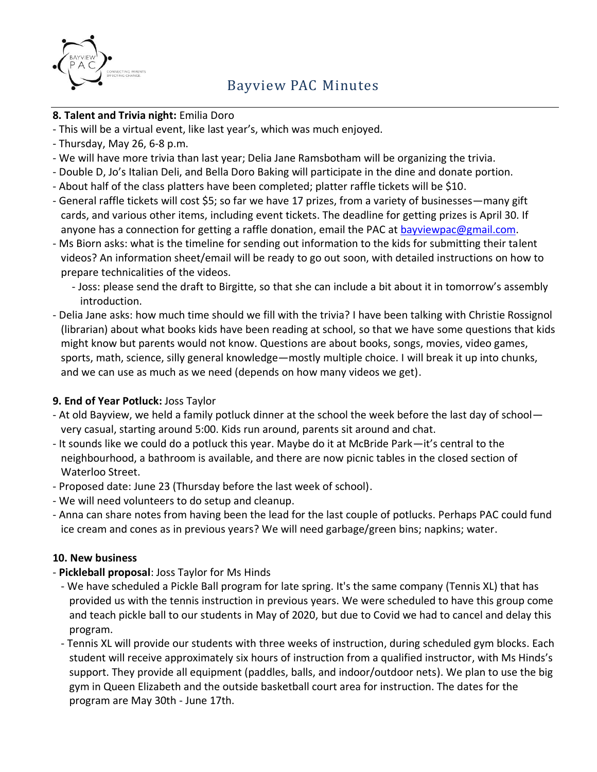**8. Talent and Trivia night:** Emilia Doro

- This will be a virtual event, like last year's, which was much enjoyed.
- Thursday, May 26, 6-8 p.m.
- We will have more trivia than last year; Delia Jane Ramsbotham will be organizing the trivia.
- Double D, Jo's Italian Deli, and Bella Doro Baking will participate in the dine and donate portion.
- About half of the class platters have been completed; platter raffle tickets will be $10.
- General raffle tickets will cost $5; so far we have 17 prizes, from a variety of businesses—many gift cards, and various other items, including event tickets. The deadline for getting prizes is April 30. If anyone has a connection for getting a raffle donation, email the PAC at bayviewpac@gmail.com.
- Ms Biorn asks: what is the timeline for sending out information to the kids for submitting their talent videos? An information sheet/email will be ready to go out soon, with detailed instructions on how to prepare technicalities of the videos.
  - Joss: please send the draft to Birgitte, so that she can include a bit about it in tomorrow's assembly introduction.
- Delia Jane asks: how much time should we fill with the trivia? I have been talking with Christie Rossignol (librarian) about what books kids have been reading at school, so that we have some questions that kids might know but parents would not know. Questions are about books, songs, movies, video games, sports, math, science, silly general knowledge—mostly multiple choice. I will break it up into chunks, and we can use as much as we need (depends on how many videos we get).

**9. End of Year Potluck:** Joss Taylor

- At old Bayview, we held a family potluck dinner at the school the week before the last day of school—very casual, starting around 5:00. Kids run around, parents sit around and chat.
- It sounds like we could do a potluck this year. Maybe do it at McBride Park—it's central to the neighbourhood, a bathroom is available, and there are now picnic tables in the closed section of Waterloo Street.
- Proposed date: June 23 (Thursday before the last week of school).
- We will need volunteers to do setup and cleanup.
- Anna can share notes from having been the lead for the last couple of potlucks. Perhaps PAC could fund ice cream and cones as in previous years? We will need garbage/green bins; napkins; water.

**10. New business**

- **Pickleball proposal**: Joss Taylor for Ms Hinds
  - We have scheduled a Pickle Ball program for late spring. It's the same company (Tennis XL) that has provided us with the tennis instruction in previous years. We were scheduled to have this group come and teach pickle ball to our students in May of 2020, but due to Covid we had to cancel and delay this program.
  - Tennis XL will provide our students with three weeks of instruction, during scheduled gym blocks. Each student will receive approximately six hours of instruction from a qualified instructor, with Ms Hinds's support. They provide all equipment (paddles, balls, and indoor/outdoor nets). We plan to use the big gym in Queen Elizabeth and the outside basketball court area for instruction. The dates for the program are May 30th - June 17th.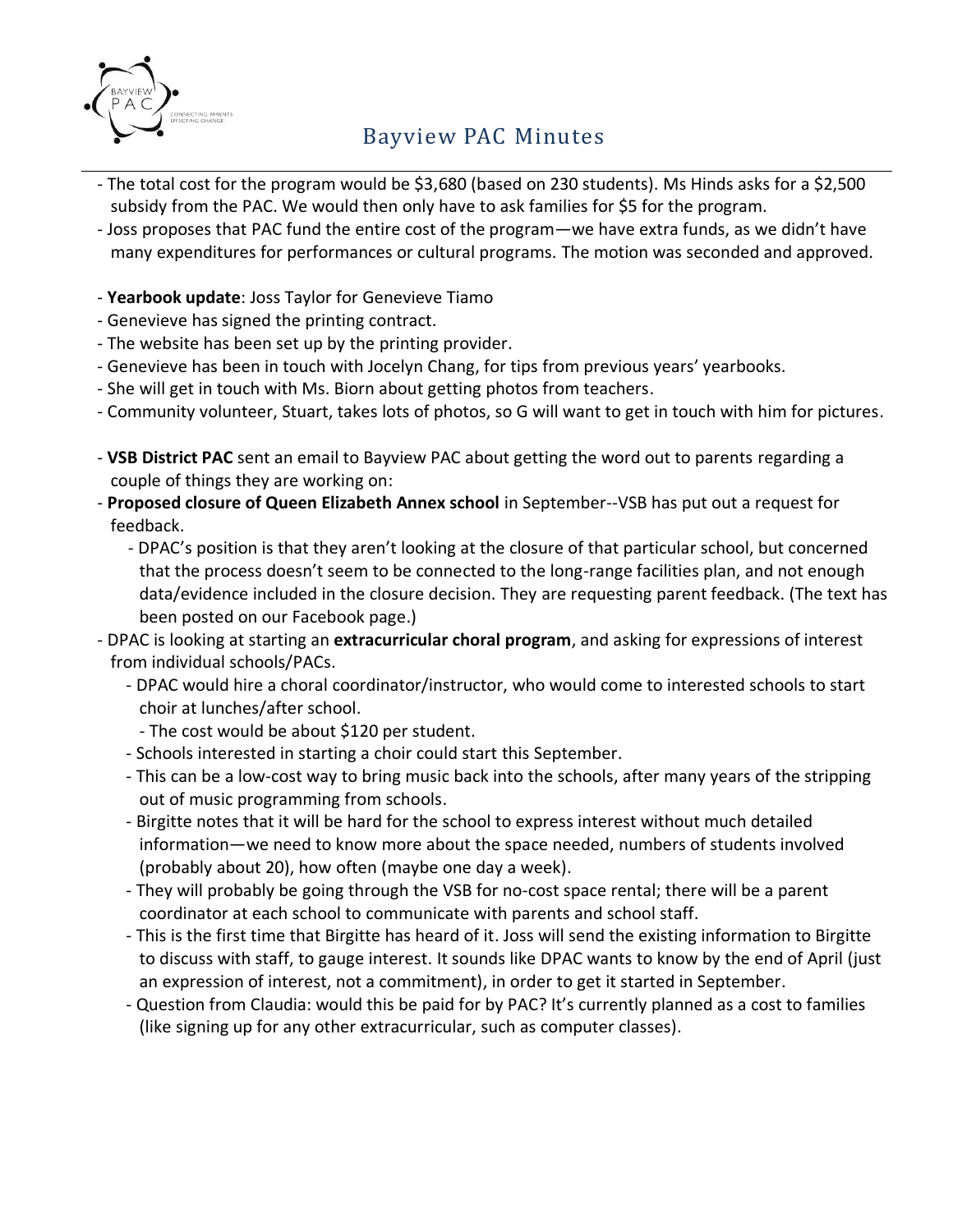- The total cost for the program would be $3,680 (based on 230 students). Ms Hinds asks for a $2,500 subsidy from the PAC. We would then only have to ask families for $5 for the program.
- Joss proposes that PAC fund the entire cost of the program—we have extra funds, as we didn't have many expenditures for performances or cultural programs. The motion was seconded and approved.

- **Yearbook update**: Joss Taylor for Genevieve Tiamo
- Genevieve has signed the printing contract.
- The website has been set up by the printing provider.
- Genevieve has been in touch with Jocelyn Chang, for tips from previous years' yearbooks.
- She will get in touch with Ms. Biorn about getting photos from teachers.
- Community volunteer, Stuart, takes lots of photos, so G will want to get in touch with him for pictures.

- **VSB District PAC** sent an email to Bayview PAC about getting the word out to parents regarding a couple of things they are working on:
- **Proposed closure of Queen Elizabeth Annex school** in September--VSB has put out a request for feedback.
  - DPAC's position is that they aren't looking at the closure of that particular school, but concerned that the process doesn't seem to be connected to the long-range facilities plan, and not enough data/evidence included in the closure decision. They are requesting parent feedback. (The text has been posted on our Facebook page.)
- DPAC is looking at starting an **extracurricular choral program**, and asking for expressions of interest from individual schools/PACs.
  - DPAC would hire a choral coordinator/instructor, who would come to interested schools to start choir at lunches/after school.
    - The cost would be about $120 per student.
  - Schools interested in starting a choir could start this September.
  - This can be a low-cost way to bring music back into the schools, after many years of the stripping out of music programming from schools.
  - Birgitte notes that it will be hard for the school to express interest without much detailed information—we need to know more about the space needed, numbers of students involved (probably about 20), how often (maybe one day a week).
  - They will probably be going through the VSB for no-cost space rental; there will be a parent coordinator at each school to communicate with parents and school staff.
  - This is the first time that Birgitte has heard of it. Joss will send the existing information to Birgitte to discuss with staff, to gauge interest. It sounds like DPAC wants to know by the end of April (just an expression of interest, not a commitment), in order to get it started in September.
  - Question from Claudia: would this be paid for by PAC? It's currently planned as a cost to families (like signing up for any other extracurricular, such as computer classes).